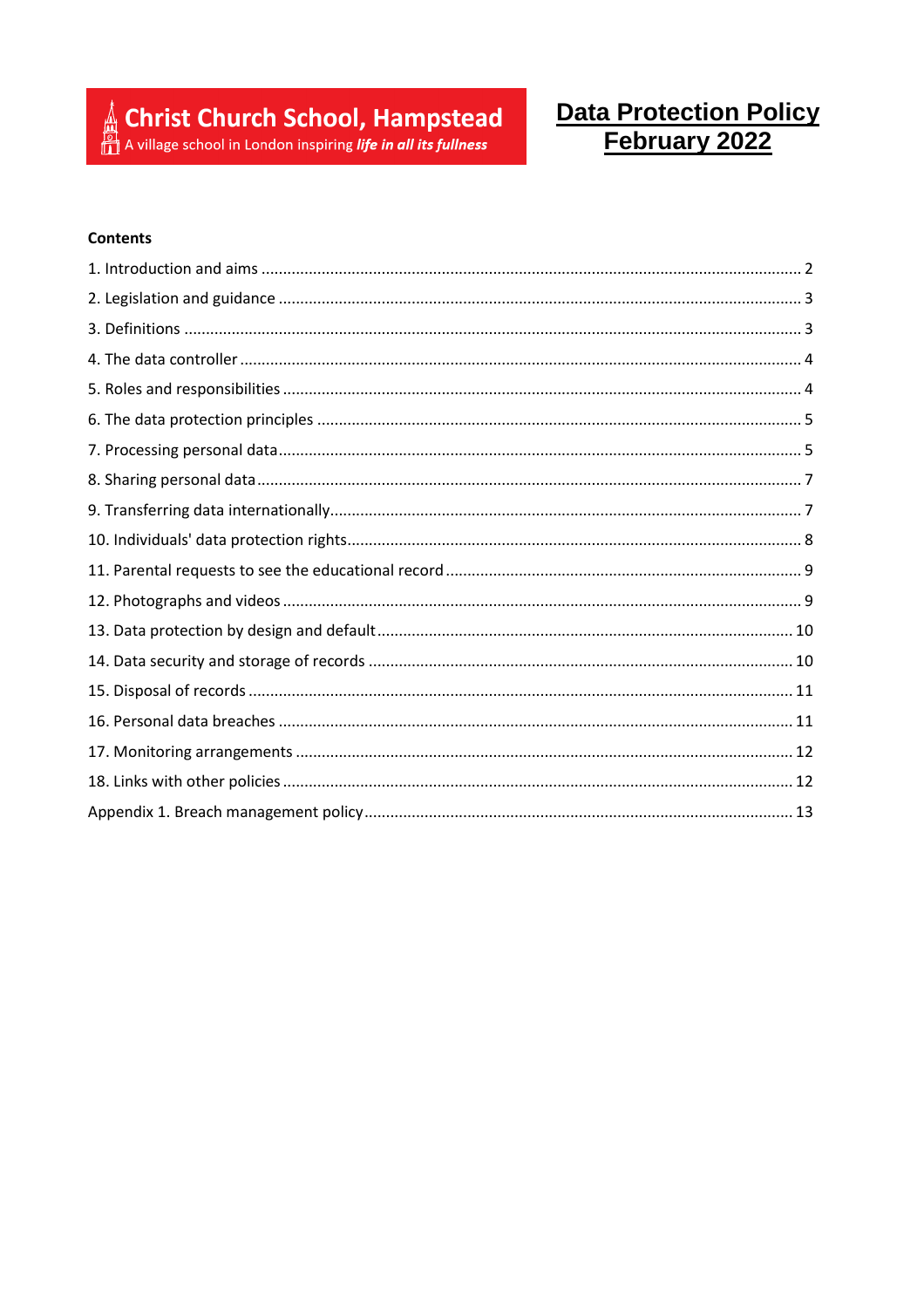**Christ Church School, Hampstead**
A village school in London inspiring *life in all its fullness*

# Data Protection Policy February 2022

**Contents**

1. Introduction and aims ........ 2
2. Legislation and guidance ........ 3
3. Definitions ........ 3
4. The data controller ........ 4
5. Roles and responsibilities ........ 4
6. The data protection principles ........ 5
7. Processing personal data ........ 5
8. Sharing personal data ........ 7
9. Transferring data internationally ........ 7
10. Individuals' data protection rights ........ 8
11. Parental requests to see the educational record ........ 9
12. Photographs and videos ........ 9
13. Data protection by design and default ........ 10
14. Data security and storage of records ........ 10
15. Disposal of records ........ 11
16. Personal data breaches ........ 11
17. Monitoring arrangements ........ 12
18. Links with other policies ........ 12

Appendix 1. Breach management policy ........ 13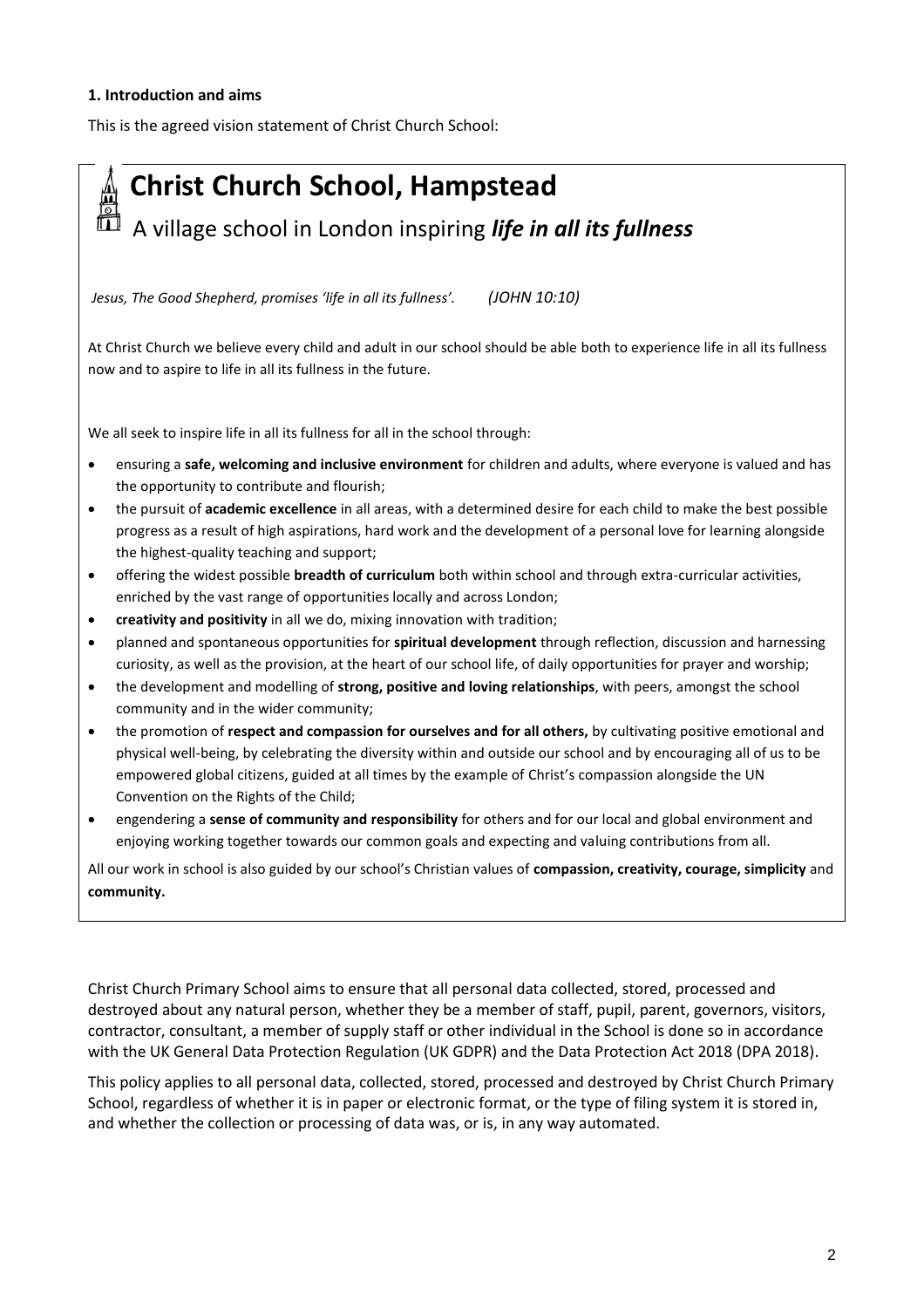### 1. Introduction and aims

This is the agreed vision statement of Christ Church School:

## Christ Church School, Hampstead

A village school in London inspiring ***life in all its fullness***

*Jesus, The Good Shepherd, promises 'life in all its fullness'.* *(JOHN 10:10)*

At Christ Church we believe every child and adult in our school should be able both to experience life in all its fullness now and to aspire to life in all its fullness in the future.

We all seek to inspire life in all its fullness for all in the school through:

- ensuring a **safe, welcoming and inclusive environment** for children and adults, where everyone is valued and has the opportunity to contribute and flourish;
- the pursuit of **academic excellence** in all areas, with a determined desire for each child to make the best possible progress as a result of high aspirations, hard work and the development of a personal love for learning alongside the highest-quality teaching and support;
- offering the widest possible **breadth of curriculum** both within school and through extra-curricular activities, enriched by the vast range of opportunities locally and across London;
- **creativity and positivity** in all we do, mixing innovation with tradition;
- planned and spontaneous opportunities for **spiritual development** through reflection, discussion and harnessing curiosity, as well as the provision, at the heart of our school life, of daily opportunities for prayer and worship;
- the development and modelling of **strong, positive and loving relationships**, with peers, amongst the school community and in the wider community;
- the promotion of **respect and compassion for ourselves and for all others,** by cultivating positive emotional and physical well-being, by celebrating the diversity within and outside our school and by encouraging all of us to be empowered global citizens, guided at all times by the example of Christ's compassion alongside the UN Convention on the Rights of the Child;
- engendering a **sense of community and responsibility** for others and for our local and global environment and enjoying working together towards our common goals and expecting and valuing contributions from all.

All our work in school is also guided by our school's Christian values of **compassion, creativity, courage, simplicity** and **community.**

Christ Church Primary School aims to ensure that all personal data collected, stored, processed and destroyed about any natural person, whether they be a member of staff, pupil, parent, governors, visitors, contractor, consultant, a member of supply staff or other individual in the School is done so in accordance with the UK General Data Protection Regulation (UK GDPR) and the Data Protection Act 2018 (DPA 2018).

This policy applies to all personal data, collected, stored, processed and destroyed by Christ Church Primary School, regardless of whether it is in paper or electronic format, or the type of filing system it is stored in, and whether the collection or processing of data was, or is, in any way automated.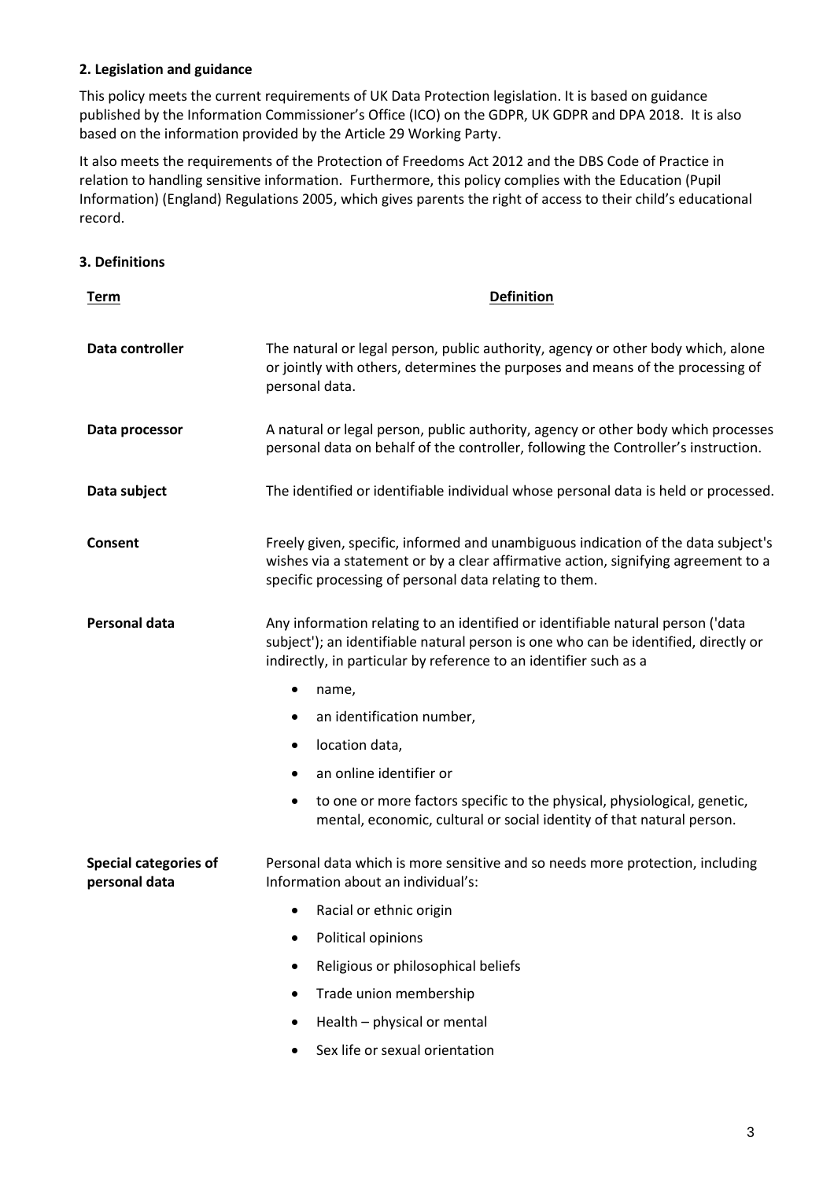**2. Legislation and guidance**

This policy meets the current requirements of UK Data Protection legislation. It is based on guidance published by the Information Commissioner's Office (ICO) on the GDPR, UK GDPR and DPA 2018. It is also based on the information provided by the Article 29 Working Party.

It also meets the requirements of the Protection of Freedoms Act 2012 and the DBS Code of Practice in relation to handling sensitive information. Furthermore, this policy complies with the Education (Pupil Information) (England) Regulations 2005, which gives parents the right of access to their child's educational record.

**3. Definitions**

| Term | Definition |
|---|---|
| **Data controller** | The natural or legal person, public authority, agency or other body which, alone or jointly with others, determines the purposes and means of the processing of personal data. |
| **Data processor** | A natural or legal person, public authority, agency or other body which processes personal data on behalf of the controller, following the Controller's instruction. |
| **Data subject** | The identified or identifiable individual whose personal data is held or processed. |
| **Consent** | Freely given, specific, informed and unambiguous indication of the data subject's wishes via a statement or by a clear affirmative action, signifying agreement to a specific processing of personal data relating to them. |
| **Personal data** | Any information relating to an identified or identifiable natural person ('data subject'); an identifiable natural person is one who can be identified, directly or indirectly, in particular by reference to an identifier such as a<br>• name,<br>• an identification number,<br>• location data,<br>• an online identifier or<br>• to one or more factors specific to the physical, physiological, genetic, mental, economic, cultural or social identity of that natural person. |
| **Special categories of personal data** | Personal data which is more sensitive and so needs more protection, including Information about an individual's:<br>• Racial or ethnic origin<br>• Political opinions<br>• Religious or philosophical beliefs<br>• Trade union membership<br>• Health – physical or mental<br>• Sex life or sexual orientation |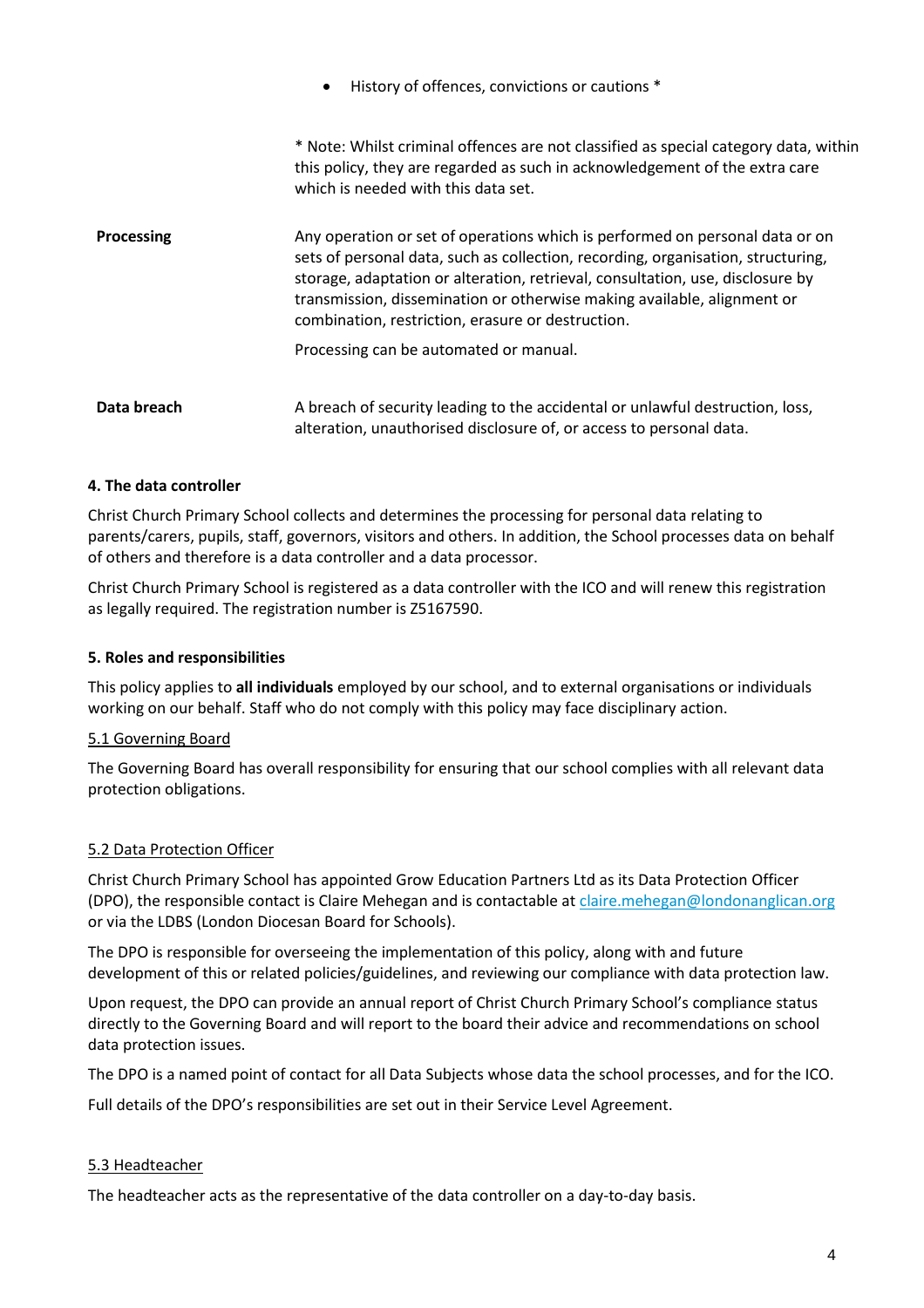| | |
|---|---|
| | • History of offences, convictions or cautions * |
| | * Note: Whilst criminal offences are not classified as special category data, within this policy, they are regarded as such in acknowledgement of the extra care which is needed with this data set. |
| **Processing** | Any operation or set of operations which is performed on personal data or on sets of personal data, such as collection, recording, organisation, structuring, storage, adaptation or alteration, retrieval, consultation, use, disclosure by transmission, dissemination or otherwise making available, alignment or combination, restriction, erasure or destruction.<br><br>Processing can be automated or manual. |
| **Data breach** | A breach of security leading to the accidental or unlawful destruction, loss, alteration, unauthorised disclosure of, or access to personal data. |

#### 4. The data controller

Christ Church Primary School collects and determines the processing for personal data relating to parents/carers, pupils, staff, governors, visitors and others. In addition, the School processes data on behalf of others and therefore is a data controller and a data processor.

Christ Church Primary School is registered as a data controller with the ICO and will renew this registration as legally required. The registration number is Z5167590.

#### 5. Roles and responsibilities

This policy applies to **all individuals** employed by our school, and to external organisations or individuals working on our behalf. Staff who do not comply with this policy may face disciplinary action.

##### 5.1 Governing Board

The Governing Board has overall responsibility for ensuring that our school complies with all relevant data protection obligations.

##### 5.2 Data Protection Officer

Christ Church Primary School has appointed Grow Education Partners Ltd as its Data Protection Officer (DPO), the responsible contact is Claire Mehegan and is contactable at claire.mehegan@londonanglican.org or via the LDBS (London Diocesan Board for Schools).

The DPO is responsible for overseeing the implementation of this policy, along with and future development of this or related policies/guidelines, and reviewing our compliance with data protection law.

Upon request, the DPO can provide an annual report of Christ Church Primary School's compliance status directly to the Governing Board and will report to the board their advice and recommendations on school data protection issues.

The DPO is a named point of contact for all Data Subjects whose data the school processes, and for the ICO.

Full details of the DPO's responsibilities are set out in their Service Level Agreement.

##### 5.3 Headteacher

The headteacher acts as the representative of the data controller on a day-to-day basis.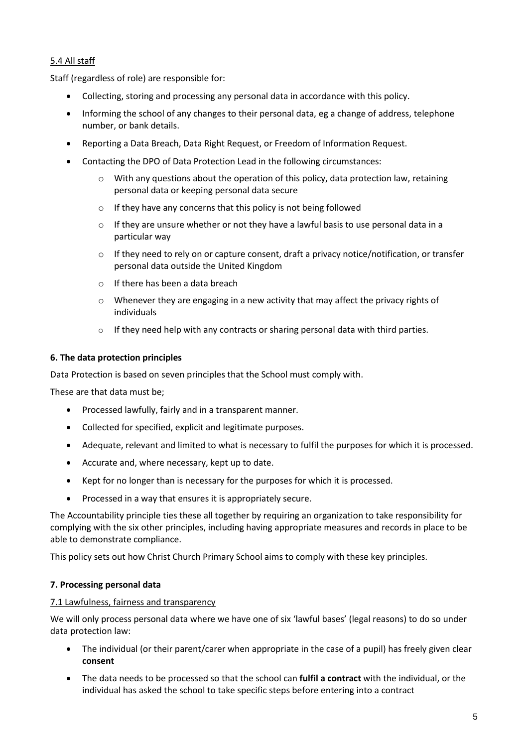5.4 All staff

Staff (regardless of role) are responsible for:

- Collecting, storing and processing any personal data in accordance with this policy.
- Informing the school of any changes to their personal data, eg a change of address, telephone number, or bank details.
- Reporting a Data Breach, Data Right Request, or Freedom of Information Request.
- Contacting the DPO of Data Protection Lead in the following circumstances:
  - With any questions about the operation of this policy, data protection law, retaining personal data or keeping personal data secure
  - If they have any concerns that this policy is not being followed
  - If they are unsure whether or not they have a lawful basis to use personal data in a particular way
  - If they need to rely on or capture consent, draft a privacy notice/notification, or transfer personal data outside the United Kingdom
  - If there has been a data breach
  - Whenever they are engaging in a new activity that may affect the privacy rights of individuals
  - If they need help with any contracts or sharing personal data with third parties.

**6. The data protection principles**

Data Protection is based on seven principles that the School must comply with.

These are that data must be;

- Processed lawfully, fairly and in a transparent manner.
- Collected for specified, explicit and legitimate purposes.
- Adequate, relevant and limited to what is necessary to fulfil the purposes for which it is processed.
- Accurate and, where necessary, kept up to date.
- Kept for no longer than is necessary for the purposes for which it is processed.
- Processed in a way that ensures it is appropriately secure.

The Accountability principle ties these all together by requiring an organization to take responsibility for complying with the six other principles, including having appropriate measures and records in place to be able to demonstrate compliance.

This policy sets out how Christ Church Primary School aims to comply with these key principles.

**7. Processing personal data**

7.1 Lawfulness, fairness and transparency

We will only process personal data where we have one of six 'lawful bases' (legal reasons) to do so under data protection law:

- The individual (or their parent/carer when appropriate in the case of a pupil) has freely given clear **consent**
- The data needs to be processed so that the school can **fulfil a contract** with the individual, or the individual has asked the school to take specific steps before entering into a contract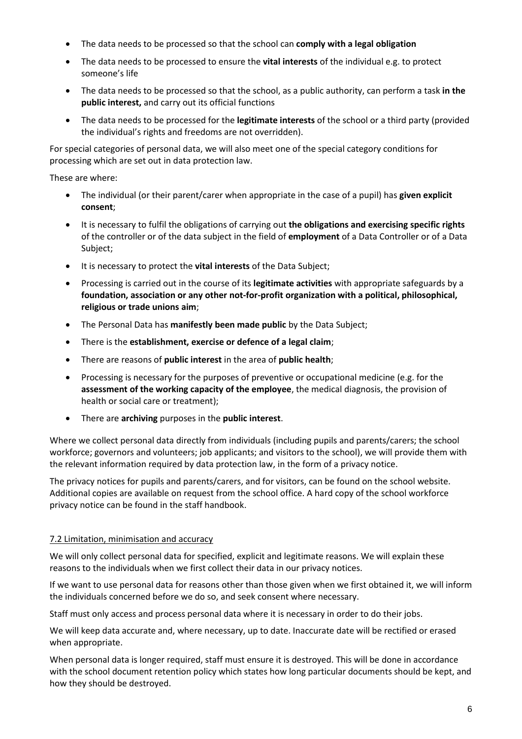- The data needs to be processed so that the school can **comply with a legal obligation**
- The data needs to be processed to ensure the **vital interests** of the individual e.g. to protect someone's life
- The data needs to be processed so that the school, as a public authority, can perform a task **in the public interest,** and carry out its official functions
- The data needs to be processed for the **legitimate interests** of the school or a third party (provided the individual's rights and freedoms are not overridden).

For special categories of personal data, we will also meet one of the special category conditions for processing which are set out in data protection law.

These are where:

- The individual (or their parent/carer when appropriate in the case of a pupil) has **given explicit consent**;
- It is necessary to fulfil the obligations of carrying out **the obligations and exercising specific rights** of the controller or of the data subject in the field of **employment** of a Data Controller or of a Data Subject;
- It is necessary to protect the **vital interests** of the Data Subject;
- Processing is carried out in the course of its **legitimate activities** with appropriate safeguards by a **foundation, association or any other not-for-profit organization with a political, philosophical, religious or trade unions aim**;
- The Personal Data has **manifestly been made public** by the Data Subject;
- There is the **establishment, exercise or defence of a legal claim**;
- There are reasons of **public interest** in the area of **public health**;
- Processing is necessary for the purposes of preventive or occupational medicine (e.g. for the **assessment of the working capacity of the employee**, the medical diagnosis, the provision of health or social care or treatment);
- There are **archiving** purposes in the **public interest**.

Where we collect personal data directly from individuals (including pupils and parents/carers; the school workforce; governors and volunteers; job applicants; and visitors to the school), we will provide them with the relevant information required by data protection law, in the form of a privacy notice.

The privacy notices for pupils and parents/carers, and for visitors, can be found on the school website. Additional copies are available on request from the school office. A hard copy of the school workforce privacy notice can be found in the staff handbook.

### 7.2 Limitation, minimisation and accuracy

We will only collect personal data for specified, explicit and legitimate reasons. We will explain these reasons to the individuals when we first collect their data in our privacy notices.

If we want to use personal data for reasons other than those given when we first obtained it, we will inform the individuals concerned before we do so, and seek consent where necessary.

Staff must only access and process personal data where it is necessary in order to do their jobs.

We will keep data accurate and, where necessary, up to date. Inaccurate date will be rectified or erased when appropriate.

When personal data is longer required, staff must ensure it is destroyed. This will be done in accordance with the school document retention policy which states how long particular documents should be kept, and how they should be destroyed.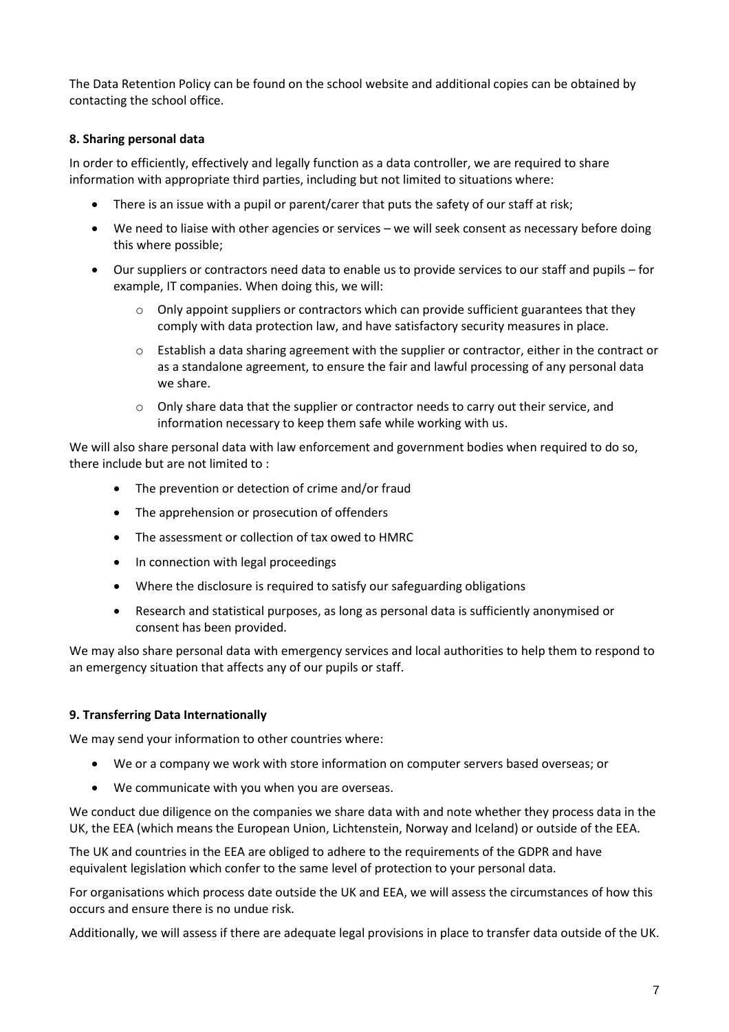The Data Retention Policy can be found on the school website and additional copies can be obtained by contacting the school office.

**8. Sharing personal data**

In order to efficiently, effectively and legally function as a data controller, we are required to share information with appropriate third parties, including but not limited to situations where:

- There is an issue with a pupil or parent/carer that puts the safety of our staff at risk;
- We need to liaise with other agencies or services – we will seek consent as necessary before doing this where possible;
- Our suppliers or contractors need data to enable us to provide services to our staff and pupils – for example, IT companies. When doing this, we will:
  - Only appoint suppliers or contractors which can provide sufficient guarantees that they comply with data protection law, and have satisfactory security measures in place.
  - Establish a data sharing agreement with the supplier or contractor, either in the contract or as a standalone agreement, to ensure the fair and lawful processing of any personal data we share.
  - Only share data that the supplier or contractor needs to carry out their service, and information necessary to keep them safe while working with us.

We will also share personal data with law enforcement and government bodies when required to do so, there include but are not limited to :

- The prevention or detection of crime and/or fraud
- The apprehension or prosecution of offenders
- The assessment or collection of tax owed to HMRC
- In connection with legal proceedings
- Where the disclosure is required to satisfy our safeguarding obligations
- Research and statistical purposes, as long as personal data is sufficiently anonymised or consent has been provided.

We may also share personal data with emergency services and local authorities to help them to respond to an emergency situation that affects any of our pupils or staff.

**9. Transferring Data Internationally**

We may send your information to other countries where:

- We or a company we work with store information on computer servers based overseas; or
- We communicate with you when you are overseas.

We conduct due diligence on the companies we share data with and note whether they process data in the UK, the EEA (which means the European Union, Lichtenstein, Norway and Iceland) or outside of the EEA.

The UK and countries in the EEA are obliged to adhere to the requirements of the GDPR and have equivalent legislation which confer to the same level of protection to your personal data.

For organisations which process date outside the UK and EEA, we will assess the circumstances of how this occurs and ensure there is no undue risk.

Additionally, we will assess if there are adequate legal provisions in place to transfer data outside of the UK.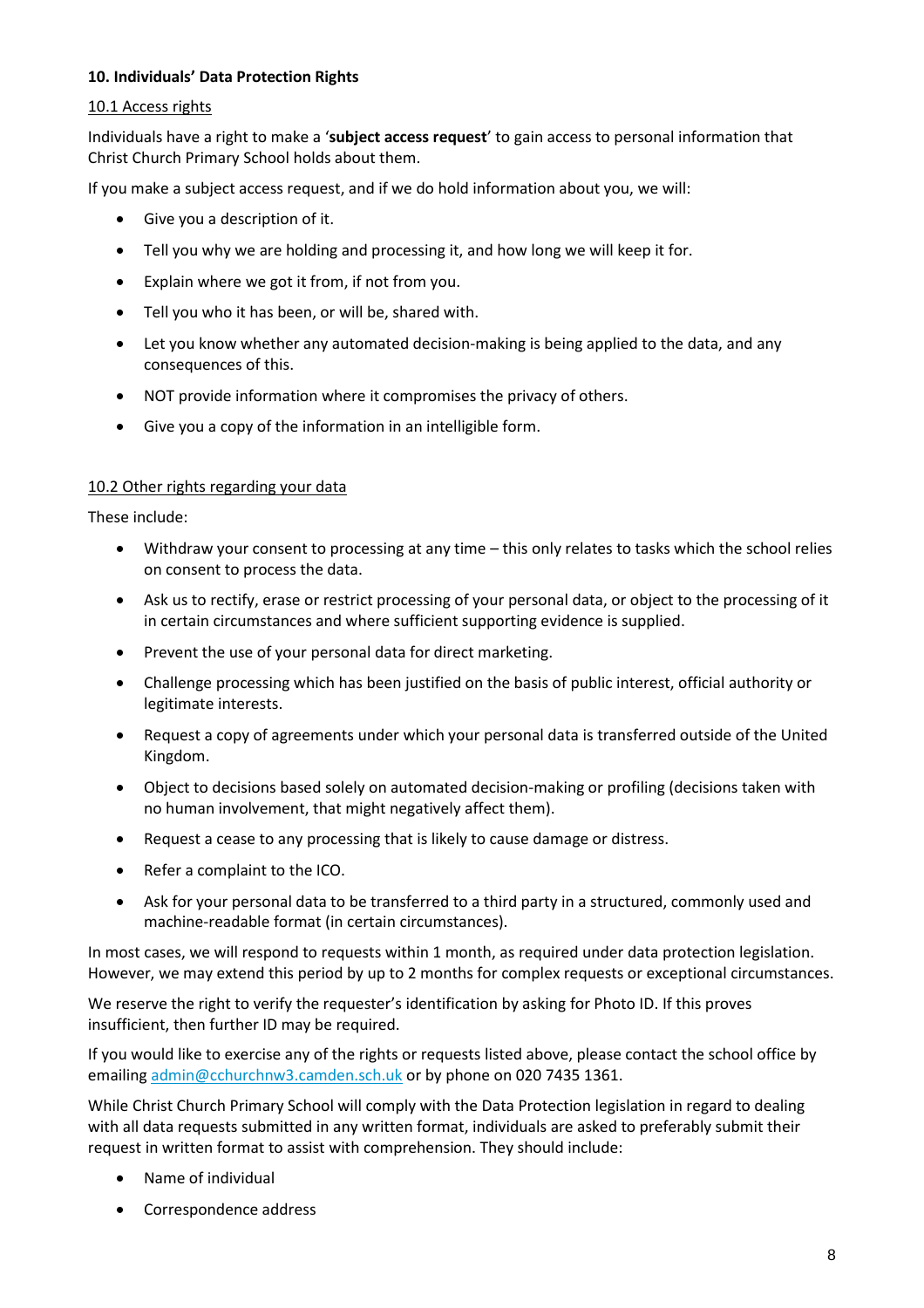## 10. Individuals' Data Protection Rights

### 10.1 Access rights

Individuals have a right to make a '**subject access request**' to gain access to personal information that Christ Church Primary School holds about them.

If you make a subject access request, and if we do hold information about you, we will:

- Give you a description of it.
- Tell you why we are holding and processing it, and how long we will keep it for.
- Explain where we got it from, if not from you.
- Tell you who it has been, or will be, shared with.
- Let you know whether any automated decision-making is being applied to the data, and any consequences of this.
- NOT provide information where it compromises the privacy of others.
- Give you a copy of the information in an intelligible form.

### 10.2 Other rights regarding your data

These include:

- Withdraw your consent to processing at any time – this only relates to tasks which the school relies on consent to process the data.
- Ask us to rectify, erase or restrict processing of your personal data, or object to the processing of it in certain circumstances and where sufficient supporting evidence is supplied.
- Prevent the use of your personal data for direct marketing.
- Challenge processing which has been justified on the basis of public interest, official authority or legitimate interests.
- Request a copy of agreements under which your personal data is transferred outside of the United Kingdom.
- Object to decisions based solely on automated decision-making or profiling (decisions taken with no human involvement, that might negatively affect them).
- Request a cease to any processing that is likely to cause damage or distress.
- Refer a complaint to the ICO.
- Ask for your personal data to be transferred to a third party in a structured, commonly used and machine-readable format (in certain circumstances).

In most cases, we will respond to requests within 1 month, as required under data protection legislation. However, we may extend this period by up to 2 months for complex requests or exceptional circumstances.

We reserve the right to verify the requester's identification by asking for Photo ID. If this proves insufficient, then further ID may be required.

If you would like to exercise any of the rights or requests listed above, please contact the school office by emailing admin@cchurchnw3.camden.sch.uk or by phone on 020 7435 1361.

While Christ Church Primary School will comply with the Data Protection legislation in regard to dealing with all data requests submitted in any written format, individuals are asked to preferably submit their request in written format to assist with comprehension. They should include:

- Name of individual
- Correspondence address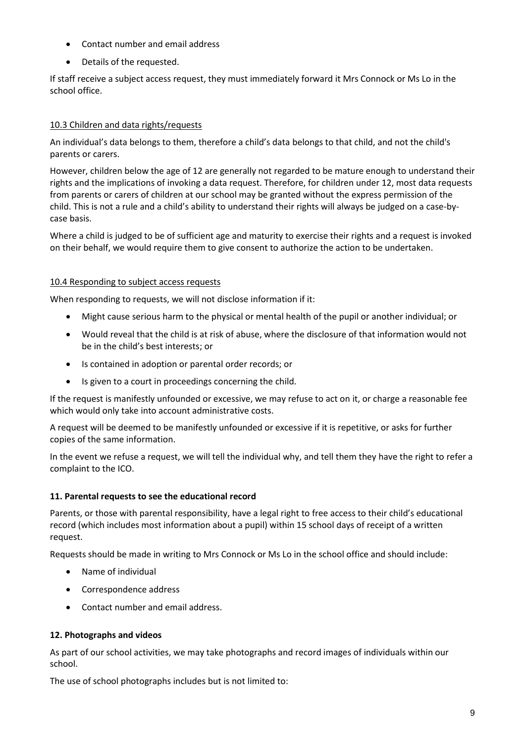- Contact number and email address
- Details of the requested.

If staff receive a subject access request, they must immediately forward it Mrs Connock or Ms Lo in the school office.

### 10.3 Children and data rights/requests

An individual's data belongs to them, therefore a child's data belongs to that child, and not the child's parents or carers.

However, children below the age of 12 are generally not regarded to be mature enough to understand their rights and the implications of invoking a data request. Therefore, for children under 12, most data requests from parents or carers of children at our school may be granted without the express permission of the child. This is not a rule and a child's ability to understand their rights will always be judged on a case-by-case basis.

Where a child is judged to be of sufficient age and maturity to exercise their rights and a request is invoked on their behalf, we would require them to give consent to authorize the action to be undertaken.

### 10.4 Responding to subject access requests

When responding to requests, we will not disclose information if it:

- Might cause serious harm to the physical or mental health of the pupil or another individual; or
- Would reveal that the child is at risk of abuse, where the disclosure of that information would not be in the child's best interests; or
- Is contained in adoption or parental order records; or
- Is given to a court in proceedings concerning the child.

If the request is manifestly unfounded or excessive, we may refuse to act on it, or charge a reasonable fee which would only take into account administrative costs.

A request will be deemed to be manifestly unfounded or excessive if it is repetitive, or asks for further copies of the same information.

In the event we refuse a request, we will tell the individual why, and tell them they have the right to refer a complaint to the ICO.

## 11. Parental requests to see the educational record

Parents, or those with parental responsibility, have a legal right to free access to their child's educational record (which includes most information about a pupil) within 15 school days of receipt of a written request.

Requests should be made in writing to Mrs Connock or Ms Lo in the school office and should include:

- Name of individual
- Correspondence address
- Contact number and email address.

## 12. Photographs and videos

As part of our school activities, we may take photographs and record images of individuals within our school.

The use of school photographs includes but is not limited to: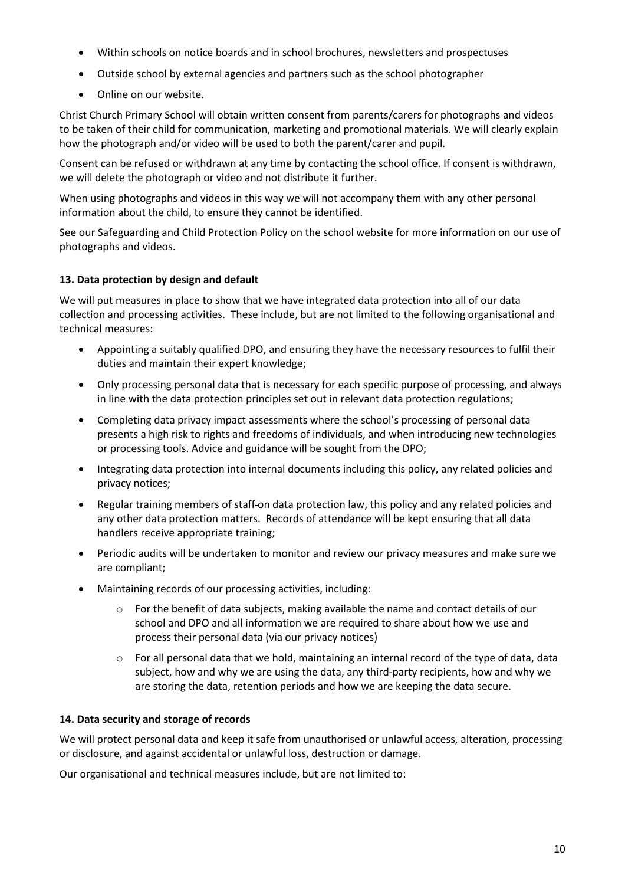- Within schools on notice boards and in school brochures, newsletters and prospectuses
- Outside school by external agencies and partners such as the school photographer
- Online on our website.

Christ Church Primary School will obtain written consent from parents/carers for photographs and videos to be taken of their child for communication, marketing and promotional materials. We will clearly explain how the photograph and/or video will be used to both the parent/carer and pupil.

Consent can be refused or withdrawn at any time by contacting the school office. If consent is withdrawn, we will delete the photograph or video and not distribute it further.

When using photographs and videos in this way we will not accompany them with any other personal information about the child, to ensure they cannot be identified.

See our Safeguarding and Child Protection Policy on the school website for more information on our use of photographs and videos.

**13. Data protection by design and default**

We will put measures in place to show that we have integrated data protection into all of our data collection and processing activities. These include, but are not limited to the following organisational and technical measures:

- Appointing a suitably qualified DPO, and ensuring they have the necessary resources to fulfil their duties and maintain their expert knowledge;
- Only processing personal data that is necessary for each specific purpose of processing, and always in line with the data protection principles set out in relevant data protection regulations;
- Completing data privacy impact assessments where the school's processing of personal data presents a high risk to rights and freedoms of individuals, and when introducing new technologies or processing tools. Advice and guidance will be sought from the DPO;
- Integrating data protection into internal documents including this policy, any related policies and privacy notices;
- Regular training members of staff on data protection law, this policy and any related policies and any other data protection matters. Records of attendance will be kept ensuring that all data handlers receive appropriate training;
- Periodic audits will be undertaken to monitor and review our privacy measures and make sure we are compliant;
- Maintaining records of our processing activities, including:
  - For the benefit of data subjects, making available the name and contact details of our school and DPO and all information we are required to share about how we use and process their personal data (via our privacy notices)
  - For all personal data that we hold, maintaining an internal record of the type of data, data subject, how and why we are using the data, any third-party recipients, how and why we are storing the data, retention periods and how we are keeping the data secure.

**14. Data security and storage of records**

We will protect personal data and keep it safe from unauthorised or unlawful access, alteration, processing or disclosure, and against accidental or unlawful loss, destruction or damage.

Our organisational and technical measures include, but are not limited to: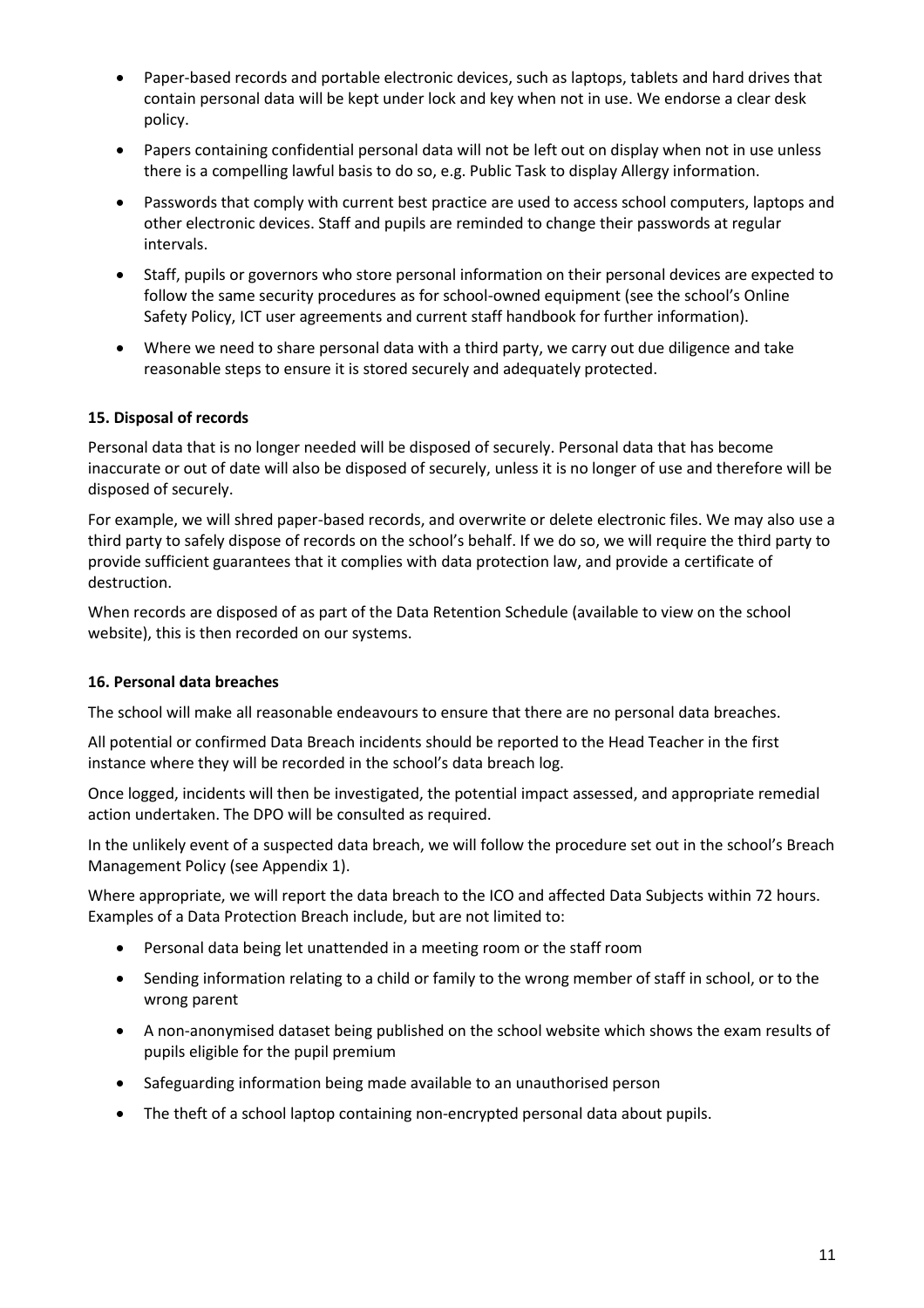- Paper-based records and portable electronic devices, such as laptops, tablets and hard drives that contain personal data will be kept under lock and key when not in use. We endorse a clear desk policy.
- Papers containing confidential personal data will not be left out on display when not in use unless there is a compelling lawful basis to do so, e.g. Public Task to display Allergy information.
- Passwords that comply with current best practice are used to access school computers, laptops and other electronic devices. Staff and pupils are reminded to change their passwords at regular intervals.
- Staff, pupils or governors who store personal information on their personal devices are expected to follow the same security procedures as for school-owned equipment (see the school's Online Safety Policy, ICT user agreements and current staff handbook for further information).
- Where we need to share personal data with a third party, we carry out due diligence and take reasonable steps to ensure it is stored securely and adequately protected.

**15. Disposal of records**

Personal data that is no longer needed will be disposed of securely. Personal data that has become inaccurate or out of date will also be disposed of securely, unless it is no longer of use and therefore will be disposed of securely.

For example, we will shred paper-based records, and overwrite or delete electronic files. We may also use a third party to safely dispose of records on the school's behalf. If we do so, we will require the third party to provide sufficient guarantees that it complies with data protection law, and provide a certificate of destruction.

When records are disposed of as part of the Data Retention Schedule (available to view on the school website), this is then recorded on our systems.

**16. Personal data breaches**

The school will make all reasonable endeavours to ensure that there are no personal data breaches.

All potential or confirmed Data Breach incidents should be reported to the Head Teacher in the first instance where they will be recorded in the school's data breach log.

Once logged, incidents will then be investigated, the potential impact assessed, and appropriate remedial action undertaken. The DPO will be consulted as required.

In the unlikely event of a suspected data breach, we will follow the procedure set out in the school's Breach Management Policy (see Appendix 1).

Where appropriate, we will report the data breach to the ICO and affected Data Subjects within 72 hours. Examples of a Data Protection Breach include, but are not limited to:

- Personal data being let unattended in a meeting room or the staff room
- Sending information relating to a child or family to the wrong member of staff in school, or to the wrong parent
- A non-anonymised dataset being published on the school website which shows the exam results of pupils eligible for the pupil premium
- Safeguarding information being made available to an unauthorised person
- The theft of a school laptop containing non-encrypted personal data about pupils.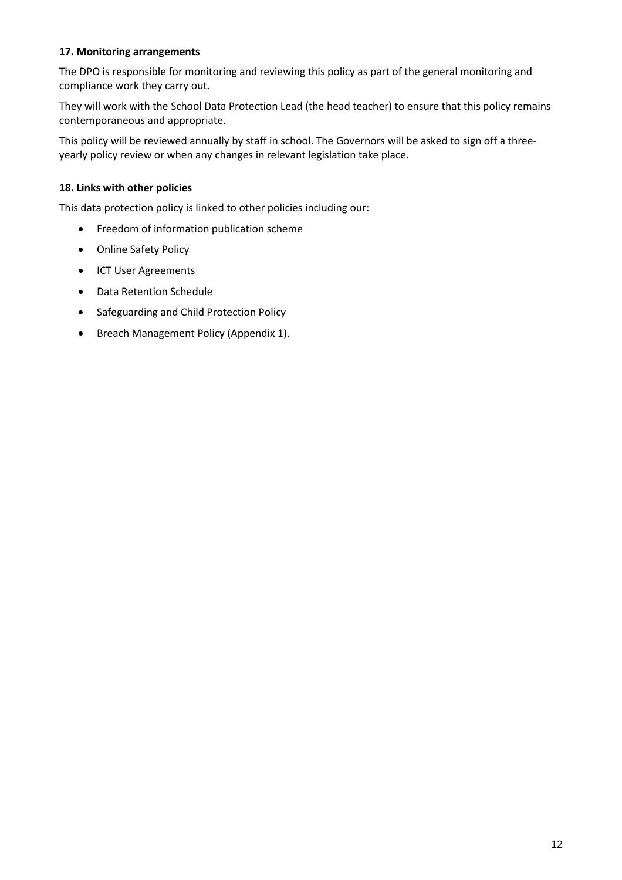**17. Monitoring arrangements**

The DPO is responsible for monitoring and reviewing this policy as part of the general monitoring and compliance work they carry out.

They will work with the School Data Protection Lead (the head teacher) to ensure that this policy remains contemporaneous and appropriate.

This policy will be reviewed annually by staff in school. The Governors will be asked to sign off a three-yearly policy review or when any changes in relevant legislation take place.

**18. Links with other policies**

This data protection policy is linked to other policies including our:

- Freedom of information publication scheme
- Online Safety Policy
- ICT User Agreements
- Data Retention Schedule
- Safeguarding and Child Protection Policy
- Breach Management Policy (Appendix 1).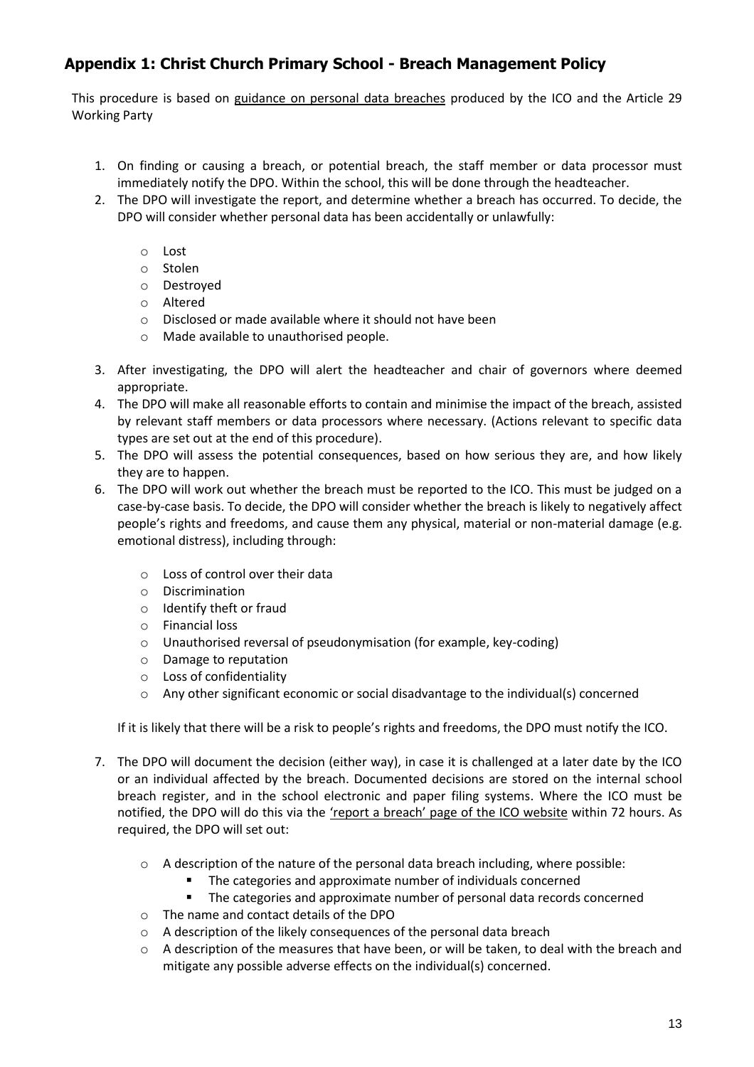## Appendix 1: Christ Church Primary School - Breach Management Policy

This procedure is based on guidance on personal data breaches produced by the ICO and the Article 29 Working Party

1. On finding or causing a breach, or potential breach, the staff member or data processor must immediately notify the DPO. Within the school, this will be done through the headteacher.
2. The DPO will investigate the report, and determine whether a breach has occurred. To decide, the DPO will consider whether personal data has been accidentally or unlawfully:
   - Lost
   - Stolen
   - Destroyed
   - Altered
   - Disclosed or made available where it should not have been
   - Made available to unauthorised people.
3. After investigating, the DPO will alert the headteacher and chair of governors where deemed appropriate.
4. The DPO will make all reasonable efforts to contain and minimise the impact of the breach, assisted by relevant staff members or data processors where necessary. (Actions relevant to specific data types are set out at the end of this procedure).
5. The DPO will assess the potential consequences, based on how serious they are, and how likely they are to happen.
6. The DPO will work out whether the breach must be reported to the ICO. This must be judged on a case-by-case basis. To decide, the DPO will consider whether the breach is likely to negatively affect people's rights and freedoms, and cause them any physical, material or non-material damage (e.g. emotional distress), including through:
   - Loss of control over their data
   - Discrimination
   - Identify theft or fraud
   - Financial loss
   - Unauthorised reversal of pseudonymisation (for example, key-coding)
   - Damage to reputation
   - Loss of confidentiality
   - Any other significant economic or social disadvantage to the individual(s) concerned

   If it is likely that there will be a risk to people's rights and freedoms, the DPO must notify the ICO.
7. The DPO will document the decision (either way), in case it is challenged at a later date by the ICO or an individual affected by the breach. Documented decisions are stored on the internal school breach register, and in the school electronic and paper filing systems. Where the ICO must be notified, the DPO will do this via the 'report a breach' page of the ICO website within 72 hours. As required, the DPO will set out:
   - A description of the nature of the personal data breach including, where possible:
     - The categories and approximate number of individuals concerned
     - The categories and approximate number of personal data records concerned
   - The name and contact details of the DPO
   - A description of the likely consequences of the personal data breach
   - A description of the measures that have been, or will be taken, to deal with the breach and mitigate any possible adverse effects on the individual(s) concerned.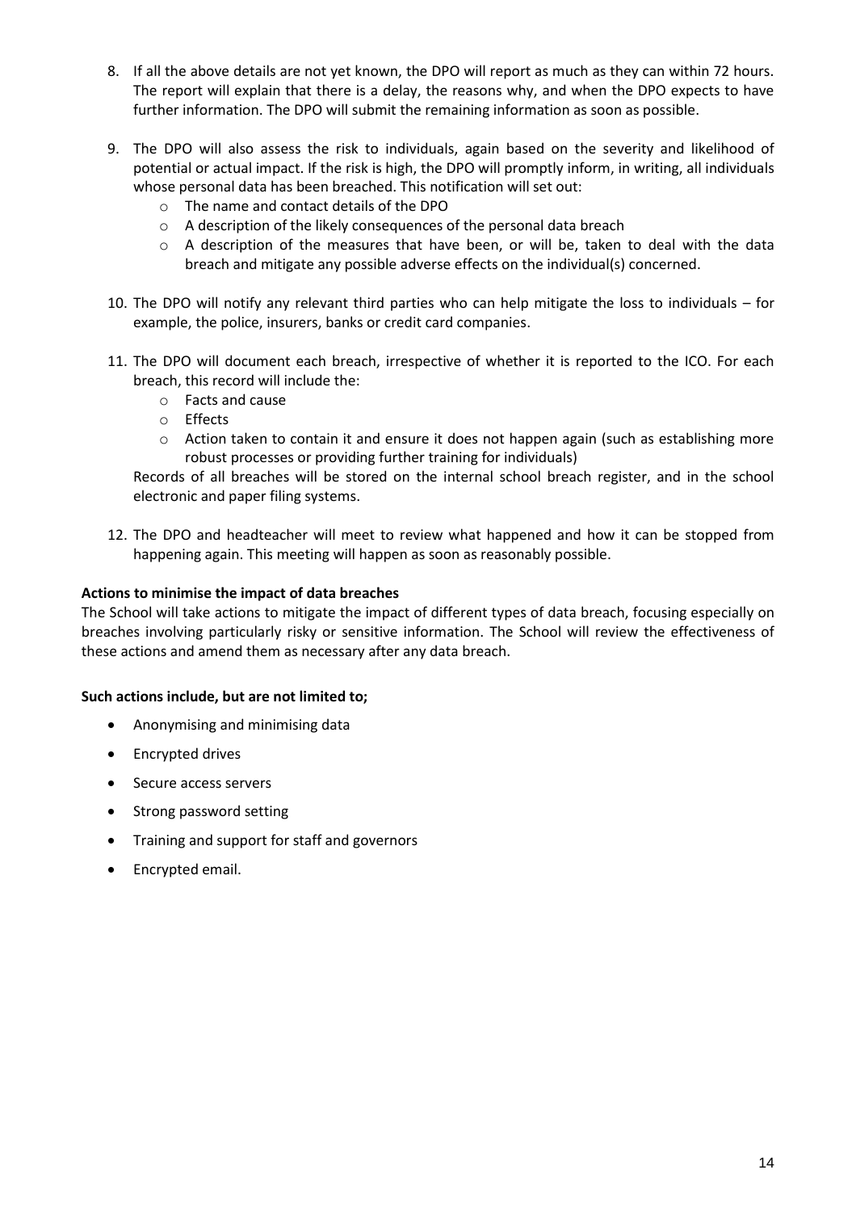8. If all the above details are not yet known, the DPO will report as much as they can within 72 hours. The report will explain that there is a delay, the reasons why, and when the DPO expects to have further information. The DPO will submit the remaining information as soon as possible.

9. The DPO will also assess the risk to individuals, again based on the severity and likelihood of potential or actual impact. If the risk is high, the DPO will promptly inform, in writing, all individuals whose personal data has been breached. This notification will set out:
    - The name and contact details of the DPO
    - A description of the likely consequences of the personal data breach
    - A description of the measures that have been, or will be, taken to deal with the data breach and mitigate any possible adverse effects on the individual(s) concerned.

10. The DPO will notify any relevant third parties who can help mitigate the loss to individuals – for example, the police, insurers, banks or credit card companies.

11. The DPO will document each breach, irrespective of whether it is reported to the ICO. For each breach, this record will include the:
    - Facts and cause
    - Effects
    - Action taken to contain it and ensure it does not happen again (such as establishing more robust processes or providing further training for individuals)

    Records of all breaches will be stored on the internal school breach register, and in the school electronic and paper filing systems.

12. The DPO and headteacher will meet to review what happened and how it can be stopped from happening again. This meeting will happen as soon as reasonably possible.

**Actions to minimise the impact of data breaches**

The School will take actions to mitigate the impact of different types of data breach, focusing especially on breaches involving particularly risky or sensitive information. The School will review the effectiveness of these actions and amend them as necessary after any data breach.

**Such actions include, but are not limited to;**

- Anonymising and minimising data
- Encrypted drives
- Secure access servers
- Strong password setting
- Training and support for staff and governors
- Encrypted email.